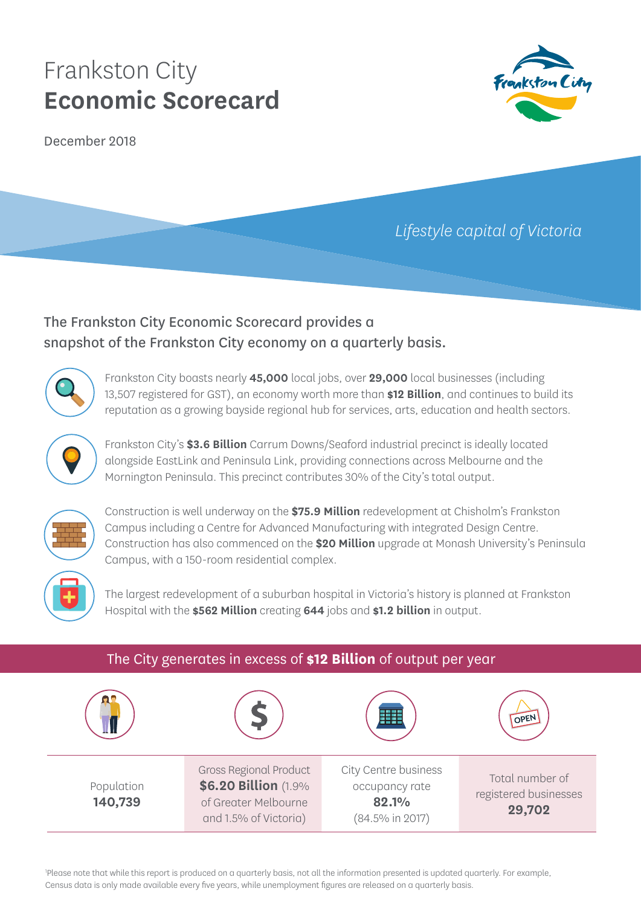# Frankston City
# Economic Scorecard

December 2018

*Lifestyle capital of Victoria*

The Frankston City Economic Scorecard provides a snapshot of the Frankston City economy on a quarterly basis.

Frankston City boasts nearly **45,000** local jobs, over **29,000** local businesses (including 13,507 registered for GST), an economy worth more than **$12 Billion**, and continues to build its reputation as a growing bayside regional hub for services, arts, education and health sectors.

Frankston City's **$3.6 Billion** Carrum Downs/Seaford industrial precinct is ideally located alongside EastLink and Peninsula Link, providing connections across Melbourne and the Mornington Peninsula. This precinct contributes 30% of the City's total output.

Construction is well underway on the **$75.9 Million** redevelopment at Chisholm's Frankston Campus including a Centre for Advanced Manufacturing with integrated Design Centre. Construction has also commenced on the **$20 Million** upgrade at Monash University's Peninsula Campus, with a 150-room residential complex.

The largest redevelopment of a suburban hospital in Victoria's history is planned at Frankston Hospital with the **$562 Million** creating **644** jobs and **$1.2 billion** in output.

## The City generates in excess of **$12 Billion** of output per year

| Population | Gross Regional Product | City Centre business occupancy rate | Total number of registered businesses |
|---|---|---|---|
| **140,739** | **$6.20 Billion** (1.9% of Greater Melbourne and 1.5% of Victoria) | **82.1%** (84.5% in 2017) | **29,702** |

[1]Please note that while this report is produced on a quarterly basis, not all the information presented is updated quarterly. For example, Census data is only made available every five years, while unemployment figures are released on a quarterly basis.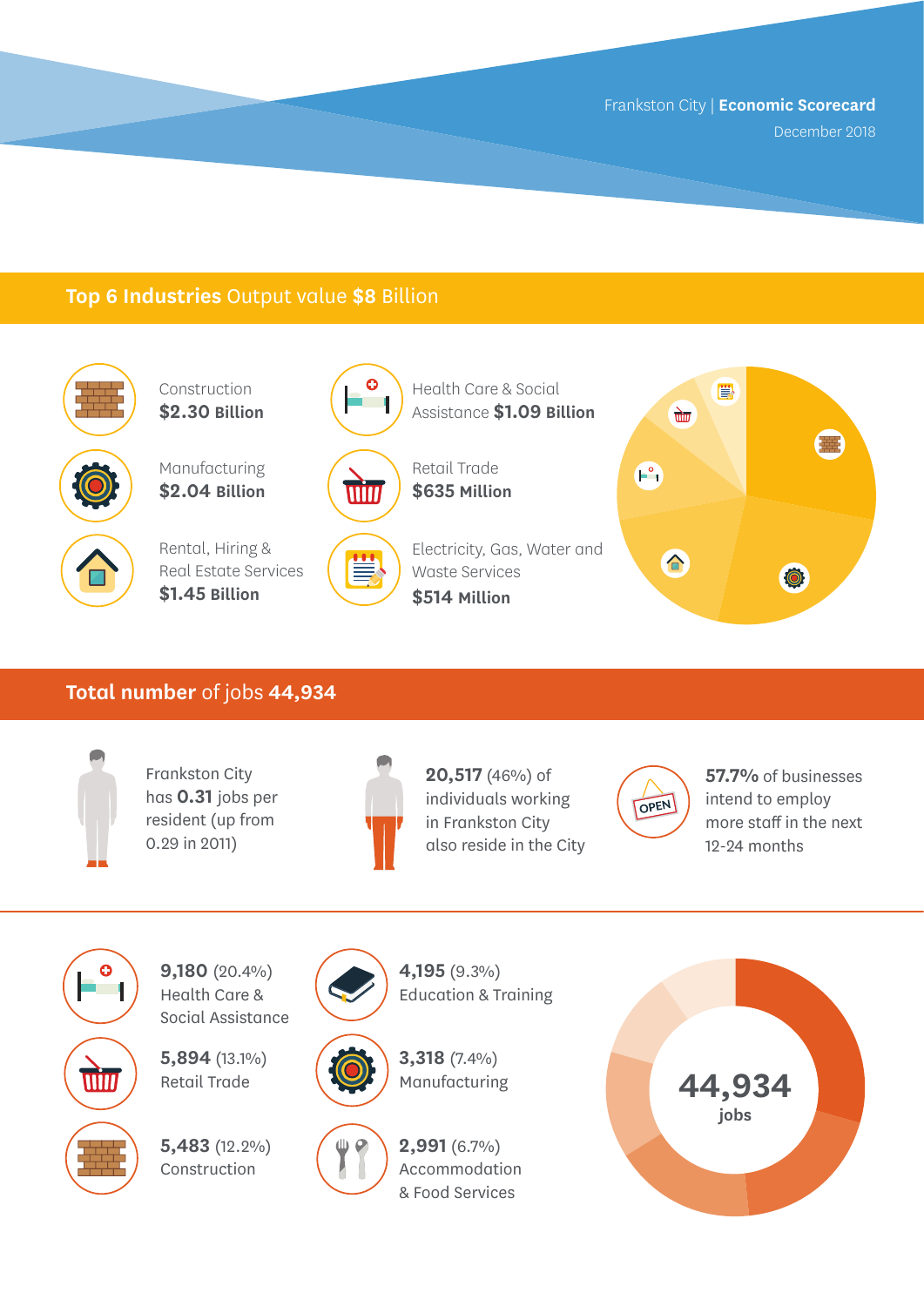Frankston City | **Economic Scorecard**

December 2018

## **Top 6 Industries** Output value **$8** Billion

- Construction **$2.30 Billion**
- Manufacturing **$2.04 Billion**
- Rental, Hiring & Real Estate Services **$1.45 Billion**
- Health Care & Social Assistance **$1.09 Billion**
- Retail Trade **$635 Million**
- Electricity, Gas, Water and Waste Services **$514 Million**

## **Total number** of jobs **44,934**

Frankston City has **0.31** jobs per resident (up from 0.29 in 2011)

**20,517** (46%) of individuals working in Frankston City also reside in the City

**57.7%** of businesses intend to employ more staff in the next 12-24 months

- **9,180** (20.4%) Health Care & Social Assistance
- **5,894** (13.1%) Retail Trade
- **5,483** (12.2%) Construction
- **4,195** (9.3%) Education & Training
- **3,318** (7.4%) Manufacturing
- **2,991** (6.7%) Accommodation & Food Services

**44,934** jobs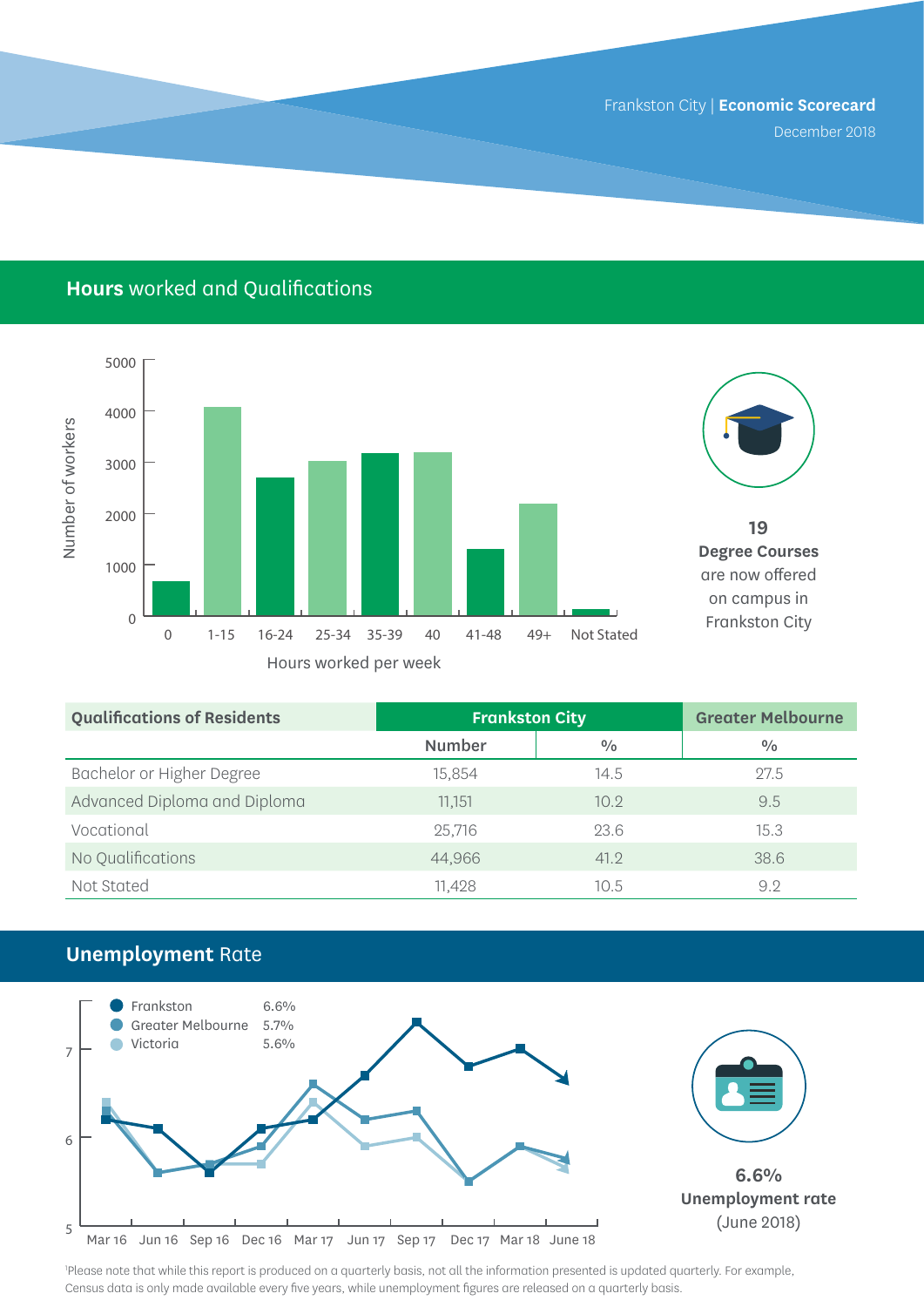Frankston City | **Economic Scorecard**
December 2018

## **Hours** worked and Qualifications

5000
4000
3000
2000
1000
0

Number of workers

0 | 1-15 | 16-24 | 25-34 | 35-39 | 40 | 41-48 | 49+ | Not Stated

Hours worked per week

**19**
**Degree Courses**
are now offered
on campus in
Frankston City

| Qualifications of Residents | Frankston City | | Greater Melbourne |
|---|---|---|---|
| | Number | % | % |
| Bachelor or Higher Degree | 15,854 | 14.5 | 27.5 |
| Advanced Diploma and Diploma | 11,151 | 10.2 | 9.5 |
| Vocational | 25,716 | 23.6 | 15.3 |
| No Qualifications | 44,966 | 41.2 | 38.6 |
| Not Stated | 11,428 | 10.5 | 9.2 |

## **Unemployment** Rate

- Frankston 6.6%
- Greater Melbourne 5.7%
- Victoria 5.6%

7
6
5

Mar 16 | Jun 16 | Sep 16 | Dec 16 | Mar 17 | Jun 17 | Sep 17 | Dec 17 | Mar 18 | June 18

**6.6%**
**Unemployment rate**
(June 2018)

[1]Please note that while this report is produced on a quarterly basis, not all the information presented is updated quarterly. For example, Census data is only made available every five years, while unemployment figures are released on a quarterly basis.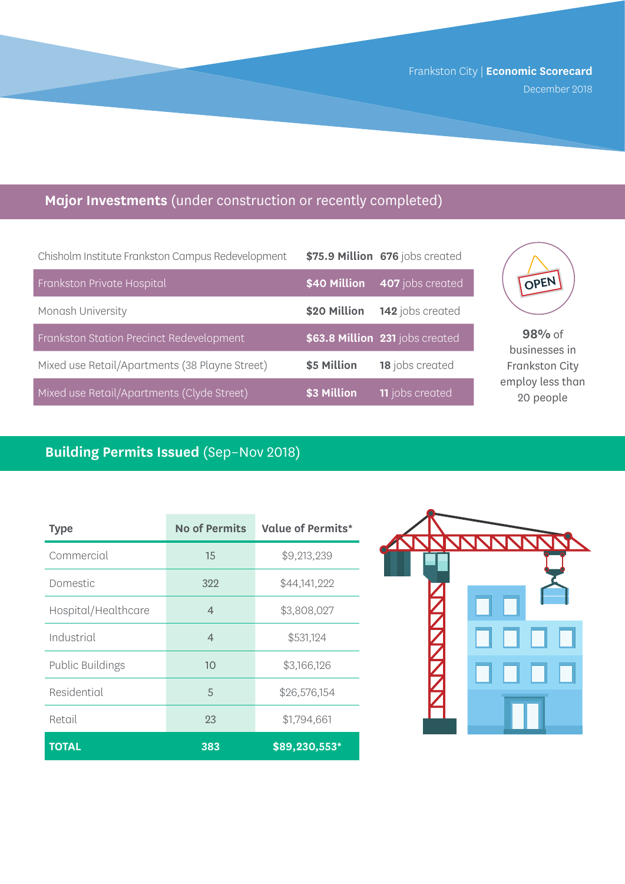Frankston City | **Economic Scorecard**
December 2018

## **Major Investments** (under construction or recently completed)

| Project | Investment | Jobs |
|---|---|---|
| Chisholm Institute Frankston Campus Redevelopment | **$75.9 Million** | **676** jobs created |
| Frankston Private Hospital | **$40 Million** | **407** jobs created |
| Monash University | **$20 Million** | **142** jobs created |
| Frankston Station Precinct Redevelopment | **$63.8 Million** | **231** jobs created |
| Mixed use Retail/Apartments (38 Playne Street) | **$5 Million** | **18** jobs created |
| Mixed use Retail/Apartments (Clyde Street) | **$3 Million** | **11** jobs created |

OPEN

**98%** of businesses in Frankston City employ less than 20 people

## **Building Permits Issued** (Sep–Nov 2018)

| Type | No of Permits | Value of Permits* |
|---|---|---|
| Commercial | 15 | $9,213,239 |
| Domestic | 322 | $44,141,222 |
| Hospital/Healthcare | 4 | $3,808,027 |
| Industrial | 4 | $531,124 |
| Public Buildings | 10 | $3,166,126 |
| Residential | 5 | $26,576,154 |
| Retail | 23 | $1,794,661 |
| **TOTAL** | **383** | **$89,230,553*** |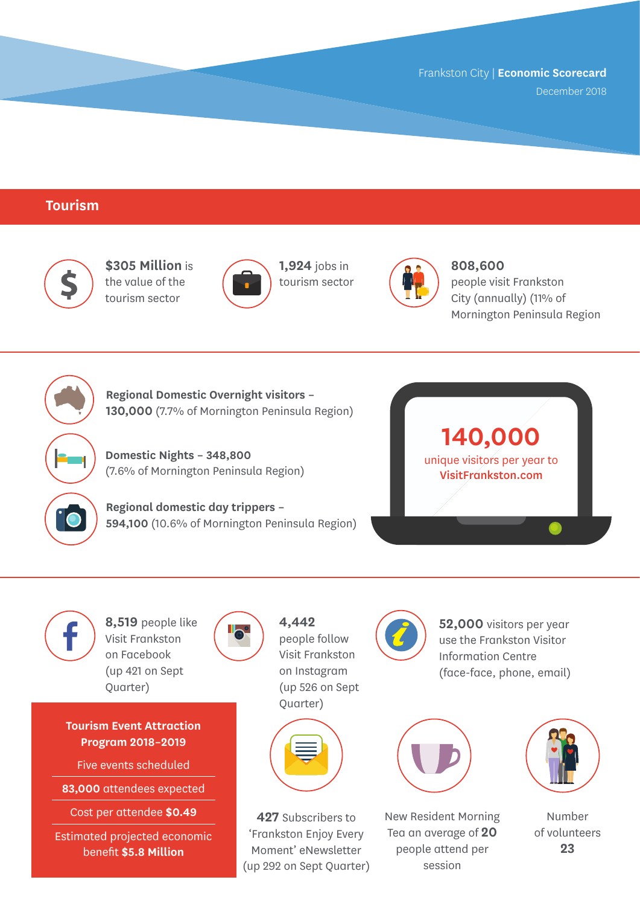Frankston City | **Economic Scorecard**
December 2018

## Tourism

**$305 Million** is the value of the tourism sector

**1,924** jobs in tourism sector

**808,600** people visit Frankston City (annually) (11% of Mornington Peninsula Region

**Regional Domestic Overnight visitors – 130,000** (7.7% of Mornington Peninsula Region)

**Domestic Nights – 348,800** (7.6% of Mornington Peninsula Region)

**Regional domestic day trippers – 594,100** (10.6% of Mornington Peninsula Region)

**140,000** unique visitors per year to **VisitFrankston.com**

**8,519** people like Visit Frankston on Facebook (up 421 on Sept Quarter)

**4,442** people follow Visit Frankston on Instagram (up 526 on Sept Quarter)

**52,000** visitors per year use the Frankston Visitor Information Centre (face-face, phone, email)

**Tourism Event Attraction Program 2018–2019**

- Five events scheduled
- **83,000** attendees expected
- Cost per attendee **$0.49**
- Estimated projected economic benefit **$5.8 Million**

**427** Subscribers to 'Frankston Enjoy Every Moment' eNewsletter (up 292 on Sept Quarter)

New Resident Morning Tea an average of **20** people attend per session

Number of volunteers **23**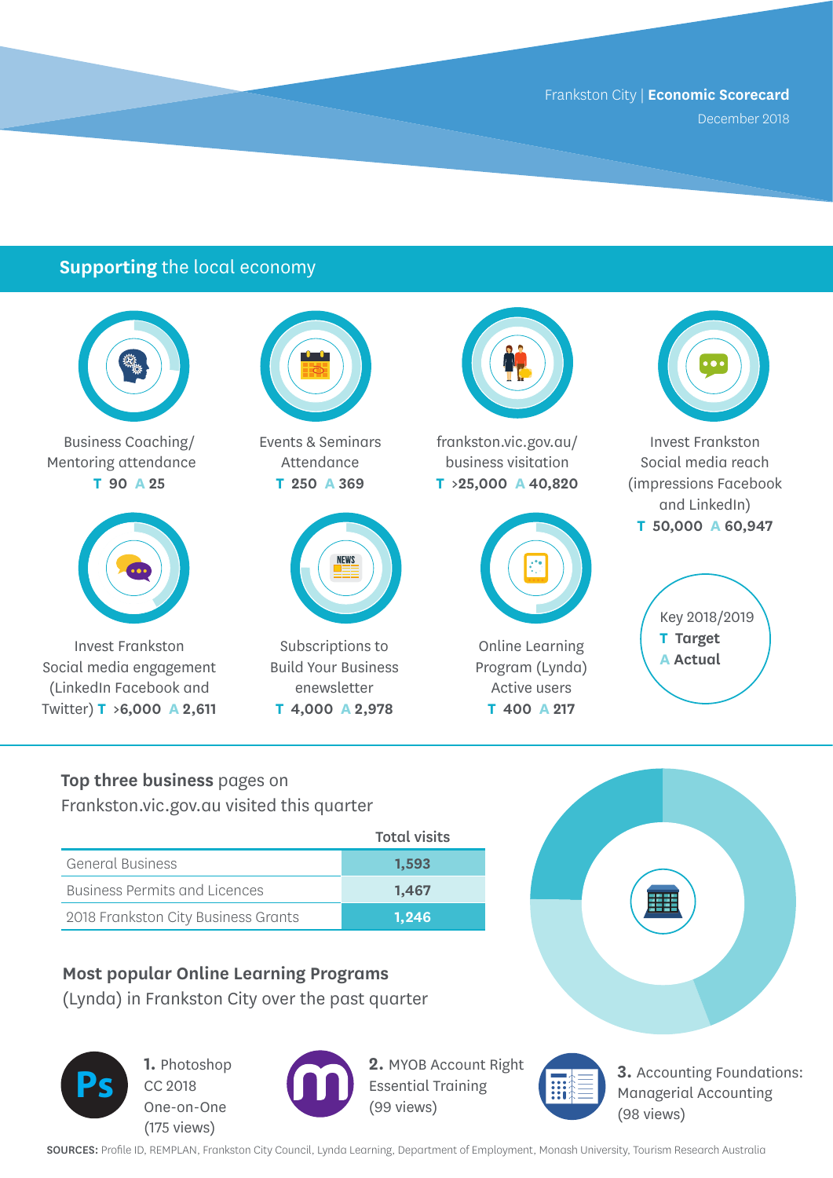Frankston City | **Economic Scorecard**

December 2018

## **Supporting** the local economy

Business Coaching/ Mentoring attendance
**T 90 A 25**

Events & Seminars Attendance
**T 250 A 369**

frankston.vic.gov.au/ business visitation
**T >25,000 A 40,820**

Invest Frankston Social media reach (impressions Facebook and LinkedIn)
**T 50,000 A 60,947**

Invest Frankston Social media engagement (LinkedIn Facebook and Twitter) **T >6,000 A 2,611**

Subscriptions to Build Your Business enewsletter
**T 4,000 A 2,978**

Online Learning Program (Lynda) Active users
**T 400 A 217**

Key 2018/2019
**T Target**
**A Actual**

### **Top three business** pages on Frankston.vic.gov.au visited this quarter

| | Total visits |
|---|---|
| General Business | 1,593 |
| Business Permits and Licences | 1,467 |
| 2018 Frankston City Business Grants | 1,246 |

### **Most popular Online Learning Programs** (Lynda) in Frankston City over the past quarter

**1.** Photoshop CC 2018 One-on-One (175 views)

**2.** MYOB Account Right Essential Training (99 views)

**3.** Accounting Foundations: Managerial Accounting (98 views)

**SOURCES:** Profile ID, REMPLAN, Frankston City Council, Lynda Learning, Department of Employment, Monash University, Tourism Research Australia